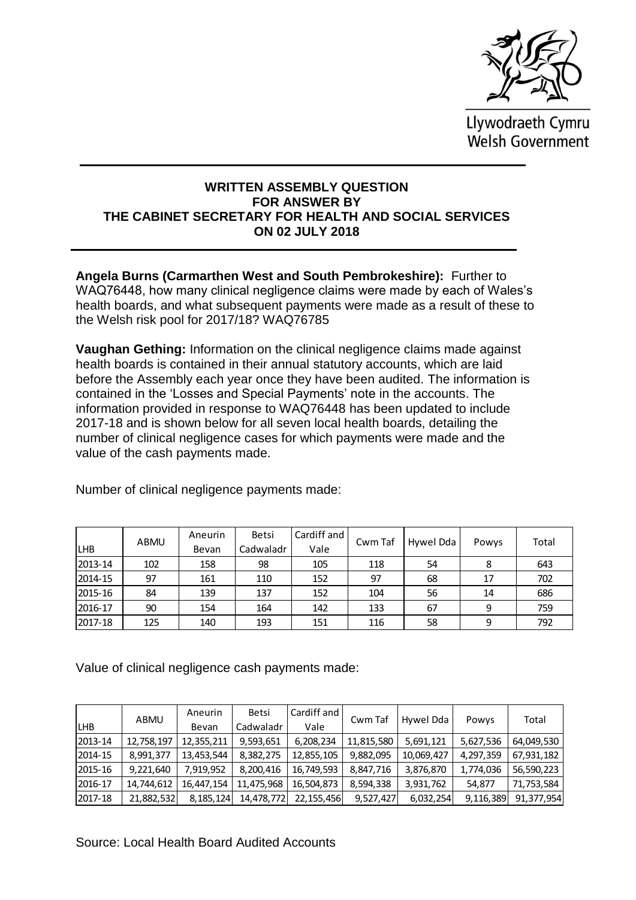Llywodraeth Cymru
Welsh Government

**WRITTEN ASSEMBLY QUESTION**
**FOR ANSWER BY**
**THE CABINET SECRETARY FOR HEALTH AND SOCIAL SERVICES**
**ON 02 JULY 2018**

**Angela Burns (Carmarthen West and South Pembrokeshire):** Further to WAQ76448, how many clinical negligence claims were made by each of Wales's health boards, and what subsequent payments were made as a result of these to the Welsh risk pool for 2017/18? WAQ76785

**Vaughan Gething:** Information on the clinical negligence claims made against health boards is contained in their annual statutory accounts, which are laid before the Assembly each year once they have been audited. The information is contained in the 'Losses and Special Payments' note in the accounts. The information provided in response to WAQ76448 has been updated to include 2017-18 and is shown below for all seven local health boards, detailing the number of clinical negligence cases for which payments were made and the value of the cash payments made.

Number of clinical negligence payments made:

| LHB | ABMU | Aneurin Bevan | Betsi Cadwaladr | Cardiff and Vale | Cwm Taf | Hywel Dda | Powys | Total |
|---|---|---|---|---|---|---|---|---|
| 2013-14 | 102 | 158 | 98 | 105 | 118 | 54 | 8 | 643 |
| 2014-15 | 97 | 161 | 110 | 152 | 97 | 68 | 17 | 702 |
| 2015-16 | 84 | 139 | 137 | 152 | 104 | 56 | 14 | 686 |
| 2016-17 | 90 | 154 | 164 | 142 | 133 | 67 | 9 | 759 |
| 2017-18 | 125 | 140 | 193 | 151 | 116 | 58 | 9 | 792 |

Value of clinical negligence cash payments made:

| LHB | ABMU | Aneurin Bevan | Betsi Cadwaladr | Cardiff and Vale | Cwm Taf | Hywel Dda | Powys | Total |
|---|---|---|---|---|---|---|---|---|
| 2013-14 | 12,758,197 | 12,355,211 | 9,593,651 | 6,208,234 | 11,815,580 | 5,691,121 | 5,627,536 | 64,049,530 |
| 2014-15 | 8,991,377 | 13,453,544 | 8,382,275 | 12,855,105 | 9,882,095 | 10,069,427 | 4,297,359 | 67,931,182 |
| 2015-16 | 9,221,640 | 7,919,952 | 8,200,416 | 16,749,593 | 8,847,716 | 3,876,870 | 1,774,036 | 56,590,223 |
| 2016-17 | 14,744,612 | 16,447,154 | 11,475,968 | 16,504,873 | 8,594,338 | 3,931,762 | 54,877 | 71,753,584 |
| 2017-18 | 21,882,532 | 8,185,124 | 14,478,772 | 22,155,456 | 9,527,427 | 6,032,254 | 9,116,389 | 91,377,954 |

Source: Local Health Board Audited Accounts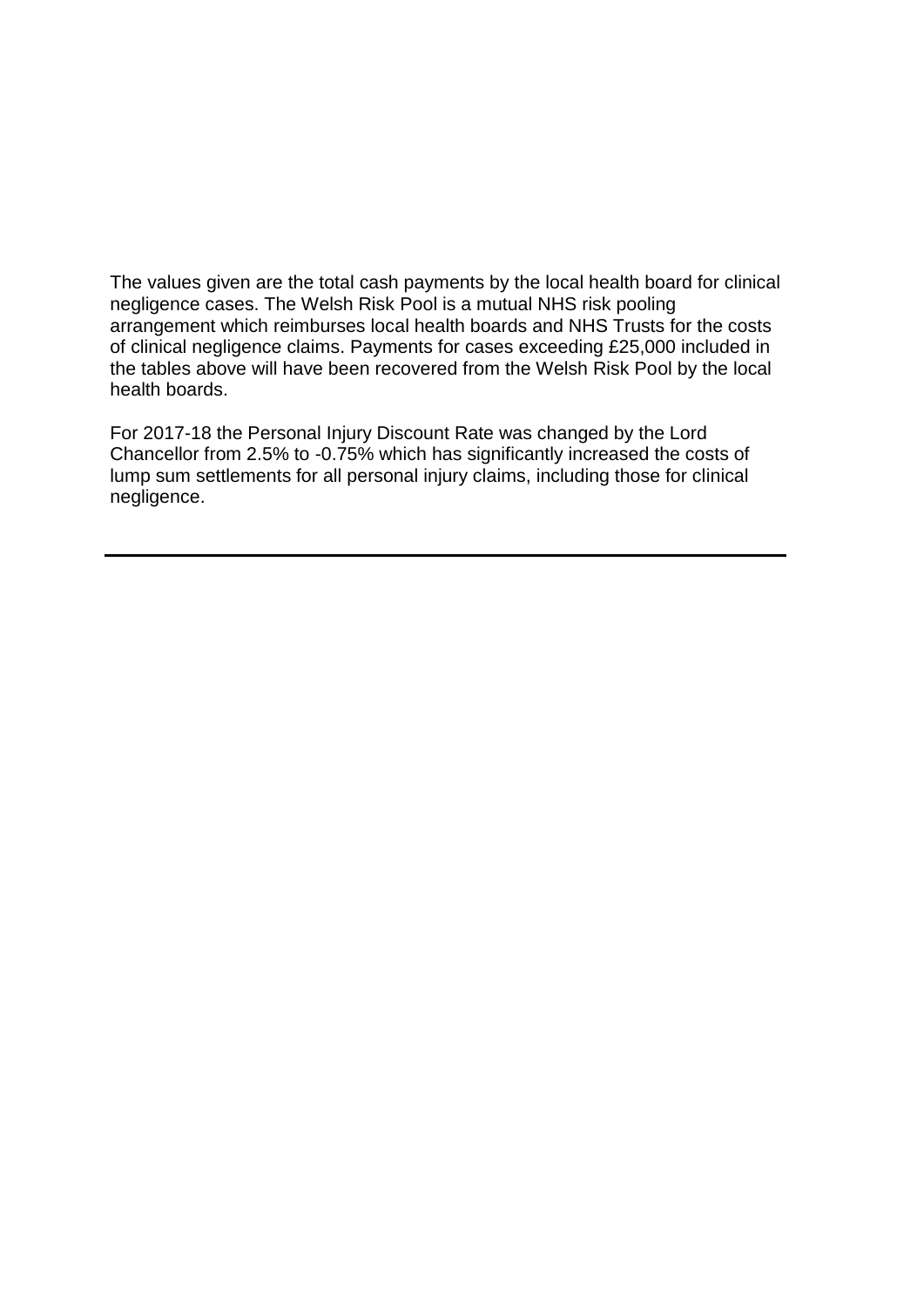The values given are the total cash payments by the local health board for clinical negligence cases. The Welsh Risk Pool is a mutual NHS risk pooling arrangement which reimburses local health boards and NHS Trusts for the costs of clinical negligence claims. Payments for cases exceeding £25,000 included in the tables above will have been recovered from the Welsh Risk Pool by the local health boards.

For 2017-18 the Personal Injury Discount Rate was changed by the Lord Chancellor from 2.5% to -0.75% which has significantly increased the costs of lump sum settlements for all personal injury claims, including those for clinical negligence.

---